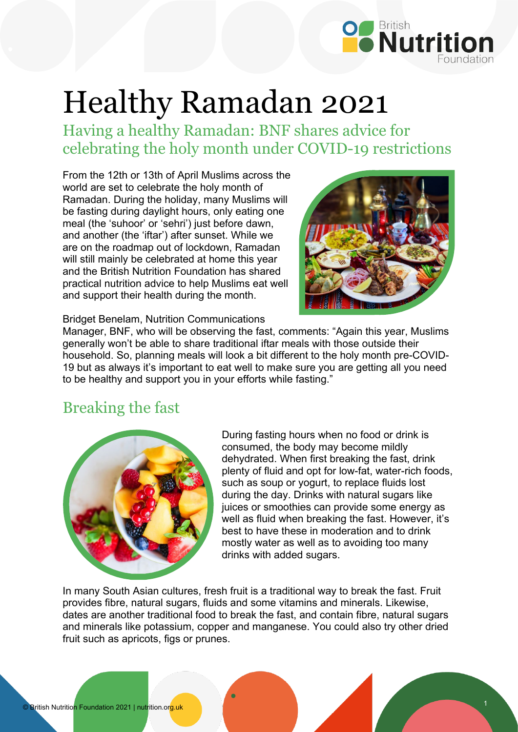# Healthy Ramadan 2021

## Having a healthy Ramadan: BNF shares advice for celebrating the holy month under COVID-19 restrictions

From the 12th or 13th of April Muslims across the world are set to celebrate the holy month of Ramadan. During the holiday, many Muslims will be fasting during daylight hours, only eating one meal (the 'suhoor' or 'sehri') just before dawn, and another (the 'iftar') after sunset. While we are on the roadmap out of lockdown, Ramadan will still mainly be celebrated at home this year and the British Nutrition Foundation has shared practical nutrition advice to help Muslims eat well and support their health during the month.

Bridget Benelam, Nutrition Communications Manager, BNF, who will be observing the fast, comments: "Again this year, Muslims generally won't be able to share traditional iftar meals with those outside their household. So, planning meals will look a bit different to the holy month pre-COVID-19 but as always it's important to eat well to make sure you are getting all you need to be healthy and support you in your efforts while fasting."

## Breaking the fast

During fasting hours when no food or drink is consumed, the body may become mildly dehydrated. When first breaking the fast, drink plenty of fluid and opt for low-fat, water-rich foods, such as soup or yogurt, to replace fluids lost during the day. Drinks with natural sugars like juices or smoothies can provide some energy as well as fluid when breaking the fast. However, it's best to have these in moderation and to drink mostly water as well as to avoiding too many drinks with added sugars.

In many South Asian cultures, fresh fruit is a traditional way to break the fast. Fruit provides fibre, natural sugars, fluids and some vitamins and minerals. Likewise, dates are another traditional food to break the fast, and contain fibre, natural sugars and minerals like potassium, copper and manganese. You could also try other dried fruit such as apricots, figs or prunes.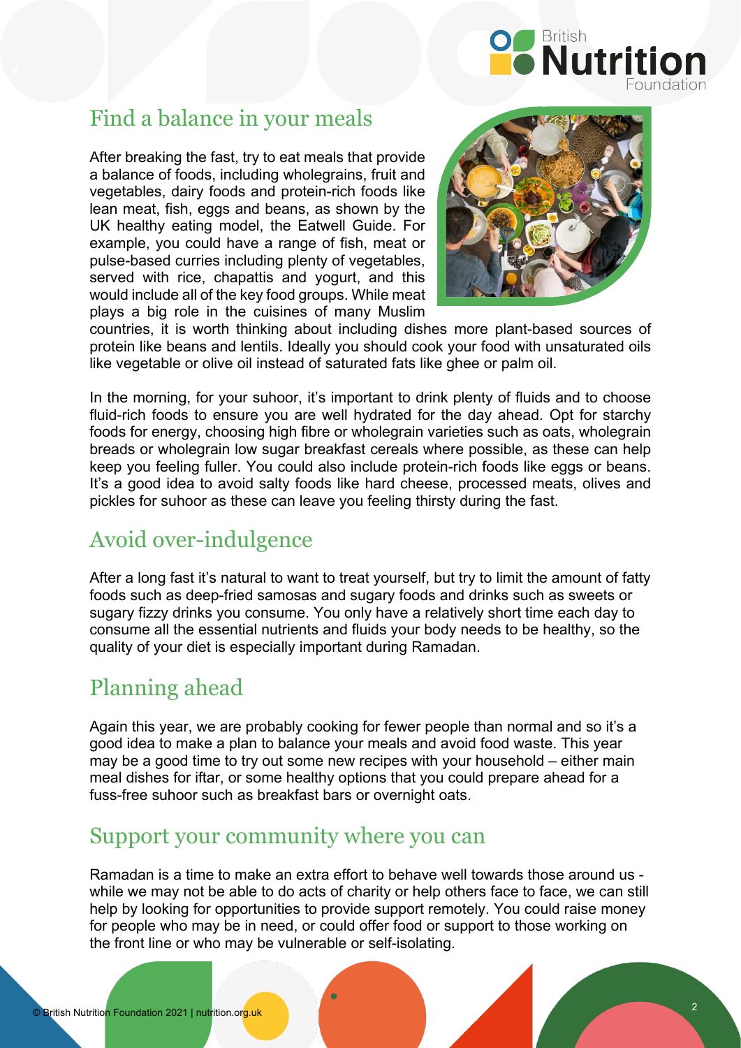## Find a balance in your meals

After breaking the fast, try to eat meals that provide a balance of foods, including wholegrains, fruit and vegetables, dairy foods and protein-rich foods like lean meat, fish, eggs and beans, as shown by the UK healthy eating model, the Eatwell Guide. For example, you could have a range of fish, meat or pulse-based curries including plenty of vegetables, served with rice, chapattis and yogurt, and this would include all of the key food groups. While meat plays a big role in the cuisines of many Muslim countries, it is worth thinking about including dishes more plant-based sources of protein like beans and lentils. Ideally you should cook your food with unsaturated oils like vegetable or olive oil instead of saturated fats like ghee or palm oil.

In the morning, for your suhoor, it's important to drink plenty of fluids and to choose fluid-rich foods to ensure you are well hydrated for the day ahead. Opt for starchy foods for energy, choosing high fibre or wholegrain varieties such as oats, wholegrain breads or wholegrain low sugar breakfast cereals where possible, as these can help keep you feeling fuller. You could also include protein-rich foods like eggs or beans. It's a good idea to avoid salty foods like hard cheese, processed meats, olives and pickles for suhoor as these can leave you feeling thirsty during the fast.

## Avoid over-indulgence

After a long fast it's natural to want to treat yourself, but try to limit the amount of fatty foods such as deep-fried samosas and sugary foods and drinks such as sweets or sugary fizzy drinks you consume. You only have a relatively short time each day to consume all the essential nutrients and fluids your body needs to be healthy, so the quality of your diet is especially important during Ramadan.

## Planning ahead

Again this year, we are probably cooking for fewer people than normal and so it's a good idea to make a plan to balance your meals and avoid food waste. This year may be a good time to try out some new recipes with your household – either main meal dishes for iftar, or some healthy options that you could prepare ahead for a fuss-free suhoor such as breakfast bars or overnight oats.

## Support your community where you can

Ramadan is a time to make an extra effort to behave well towards those around us - while we may not be able to do acts of charity or help others face to face, we can still help by looking for opportunities to provide support remotely. You could raise money for people who may be in need, or could offer food or support to those working on the front line or who may be vulnerable or self-isolating.